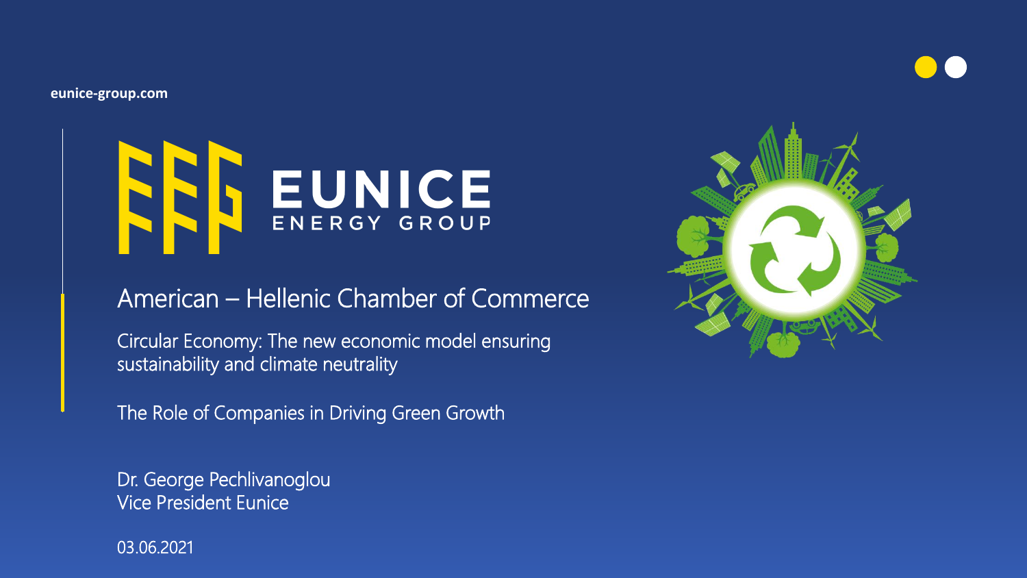eunice-group.com

# EUNICE ENERGY GROUP

## American – Hellenic Chamber of Commerce

Circular Economy: The new economic model ensuring sustainability and climate neutrality

The Role of Companies in Driving Green Growth

Dr. George Pechlivanoglou
Vice President Eunice

03.06.2021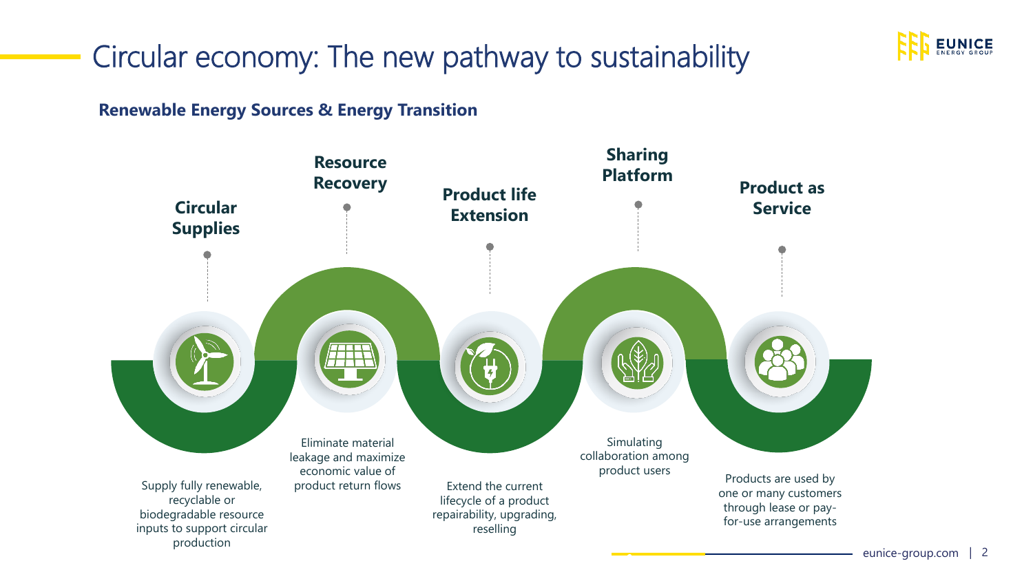# Circular economy: The new pathway to sustainability

**Renewable Energy Sources & Energy Transition**

### Circular Supplies

Supply fully renewable, recyclable or biodegradable resource inputs to support circular production

### Resource Recovery

Eliminate material leakage and maximize economic value of product return flows

### Product life Extension

Extend the current lifecycle of a product repairability, upgrading, reselling

### Sharing Platform

Simulating collaboration among product users

### Product as Service

Products are used by one or many customers through lease or pay-for-use arrangements

eunice-group.com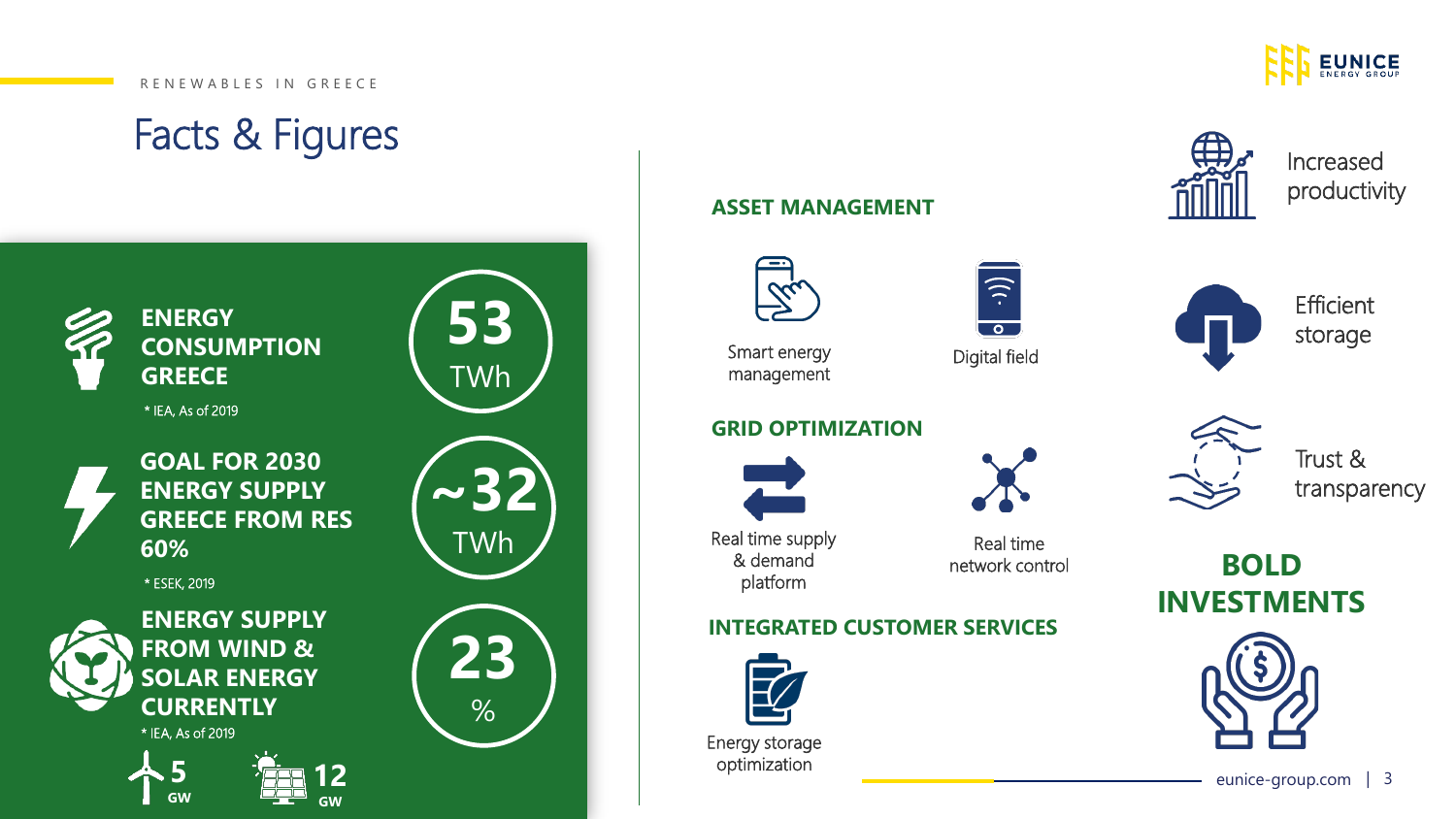RENEWABLES IN GREECE

# Facts & Figures

**ENERGY CONSUMPTION GREECE** — **53** TWh

\* IEA, As of 2019

**GOAL FOR 2030 ENERGY SUPPLY GREECE FROM RES 60%** — **~32** TWh

\* ESEK, 2019

**ENERGY SUPPLY FROM WIND & SOLAR ENERGY CURRENTLY** — **23** %

\* IEA, As of 2019

**5** GW  **12** GW

## ASSET MANAGEMENT

- Smart energy management
- Digital field

## GRID OPTIMIZATION

- Real time supply & demand platform
- Real time network control

## INTEGRATED CUSTOMER SERVICES

- Energy storage optimization

---

- Increased productivity
- Efficient storage
- Trust & transparency

## BOLD INVESTMENTS

eunice-group.com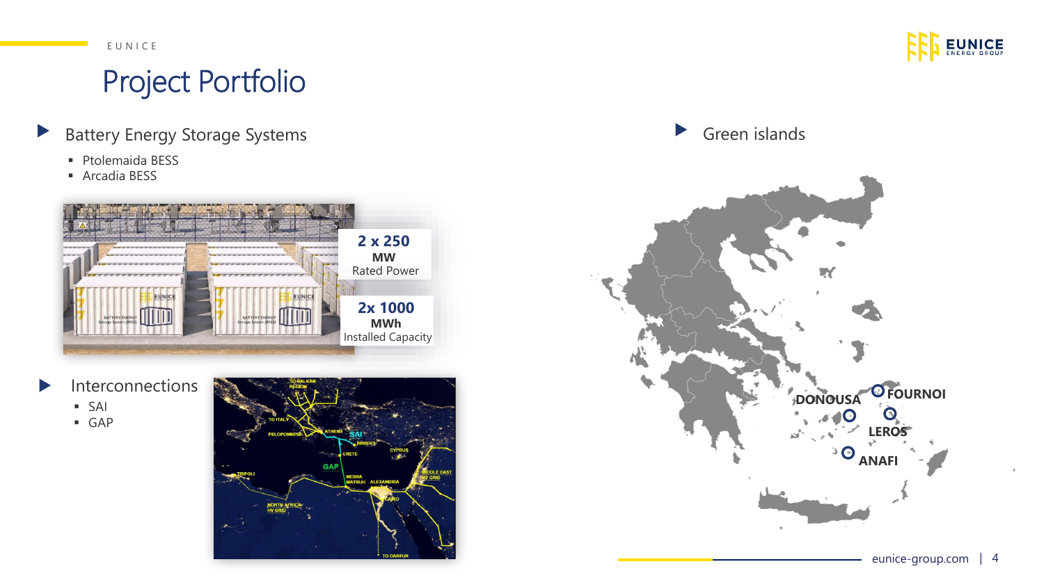# Project Portfolio

## Battery Energy Storage Systems

- Ptolemaida BESS
- Arcadia BESS

**2 x 250 MW**
Rated Power

**2x 1000 MWh**
Installed Capacity

## Interconnections

- SAI
- GAP

## Green islands

- DONOUSA
- FOURNOI
- LEROS
- ANAFI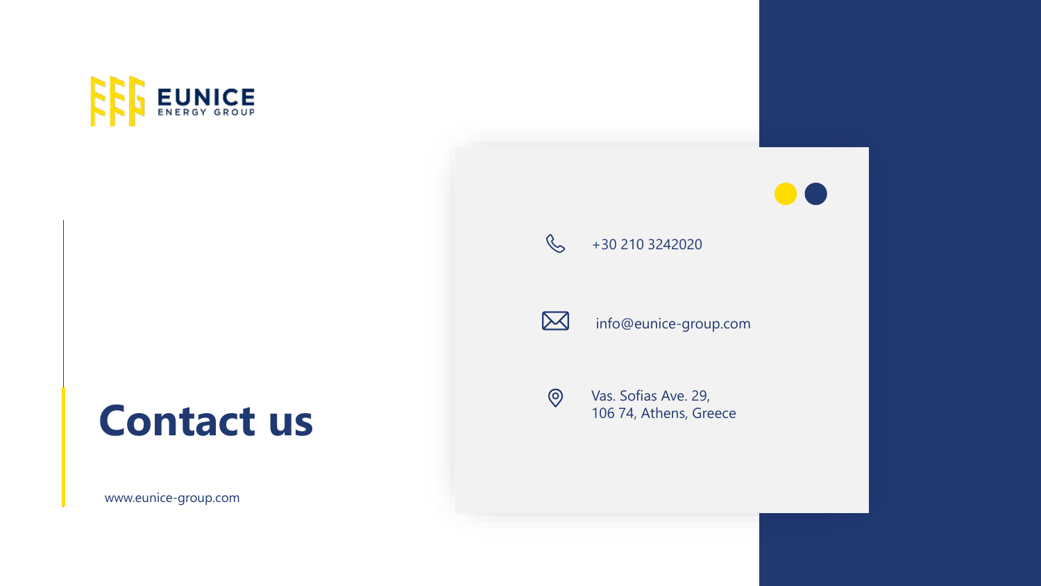EUNICE
ENERGY GROUP

# Contact us

www.eunice-group.com

+30 210 3242020

info@eunice-group.com

Vas. Sofias Ave. 29,
106 74, Athens, Greece